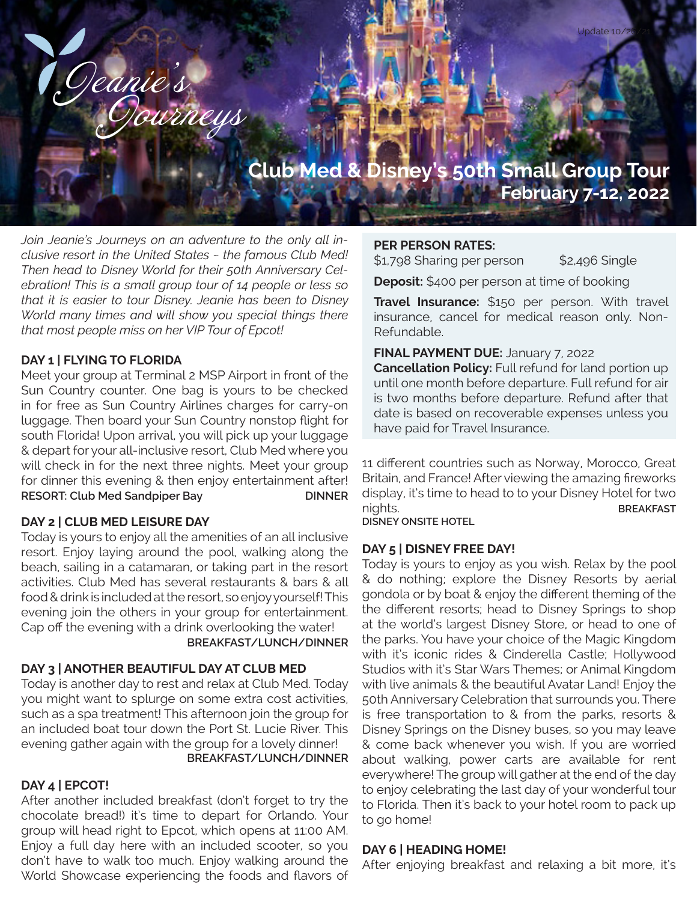Jeanie's Journeys

Update 10/20/21

# Club Med & Disney's 50th Small Group Tour

## February 7-12, 2022

*Join Jeanie's Journeys on an adventure to the only all inclusive resort in the United States ~ the famous Club Med! Then head to Disney World for their 50th Anniversary Celebration! This is a small group tour of 14 people or less so that it is easier to tour Disney. Jeanie has been to Disney World many times and will show you special things there that most people miss on her VIP Tour of Epcot!*

**PER PERSON RATES:**
$1,798 Sharing per person $2,496 Single

**Deposit:** $400 per person at time of booking

**Travel Insurance:** $150 per person. With travel insurance, cancel for medical reason only. Non-Refundable.

**FINAL PAYMENT DUE:** January 7, 2022
**Cancellation Policy:** Full refund for land portion up until one month before departure. Full refund for air is two months before departure. Refund after that date is based on recoverable expenses unless you have paid for Travel Insurance.

### DAY 1 | FLYING TO FLORIDA

Meet your group at Terminal 2 MSP Airport in front of the Sun Country counter. One bag is yours to be checked in for free as Sun Country Airlines charges for carry-on luggage. Then board your Sun Country nonstop flight for south Florida! Upon arrival, you will pick up your luggage & depart for your all-inclusive resort, Club Med where you will check in for the next three nights. Meet your group for dinner this evening & then enjoy entertainment after!

**RESORT: Club Med Sandpiper Bay** **DINNER**

### DAY 2 | CLUB MED LEISURE DAY

Today is yours to enjoy all the amenities of an all inclusive resort. Enjoy laying around the pool, walking along the beach, sailing in a catamaran, or taking part in the resort activities. Club Med has several restaurants & bars & all food & drink is included at the resort, so enjoy yourself! This evening join the others in your group for entertainment. Cap off the evening with a drink overlooking the water!

**BREAKFAST/LUNCH/DINNER**

### DAY 3 | ANOTHER BEAUTIFUL DAY AT CLUB MED

Today is another day to rest and relax at Club Med. Today you might want to splurge on some extra cost activities, such as a spa treatment! This afternoon join the group for an included boat tour down the Port St. Lucie River. This evening gather again with the group for a lovely dinner!

**BREAKFAST/LUNCH/DINNER**

### DAY 4 | EPCOT!

After another included breakfast (don't forget to try the chocolate bread!) it's time to depart for Orlando. Your group will head right to Epcot, which opens at 11:00 AM. Enjoy a full day here with an included scooter, so you don't have to walk too much. Enjoy walking around the World Showcase experiencing the foods and flavors of 11 different countries such as Norway, Morocco, Great Britain, and France! After viewing the amazing fireworks display, it's time to head to to your Disney Hotel for two nights.

**BREAKFAST**

**DISNEY ONSITE HOTEL**

### DAY 5 | DISNEY FREE DAY!

Today is yours to enjoy as you wish. Relax by the pool & do nothing; explore the Disney Resorts by aerial gondola or by boat & enjoy the different theming of the the different resorts; head to Disney Springs to shop at the world's largest Disney Store, or head to one of the parks. You have your choice of the Magic Kingdom with it's iconic rides & Cinderella Castle; Hollywood Studios with it's Star Wars Themes; or Animal Kingdom with live animals & the beautiful Avatar Land! Enjoy the 50th Anniversary Celebration that surrounds you. There is free transportation to & from the parks, resorts & Disney Springs on the Disney buses, so you may leave & come back whenever you wish. If you are worried about walking, power carts are available for rent everywhere! The group will gather at the end of the day to enjoy celebrating the last day of your wonderful tour to Florida. Then it's back to your hotel room to pack up to go home!

### DAY 6 | HEADING HOME!

After enjoying breakfast and relaxing a bit more, it's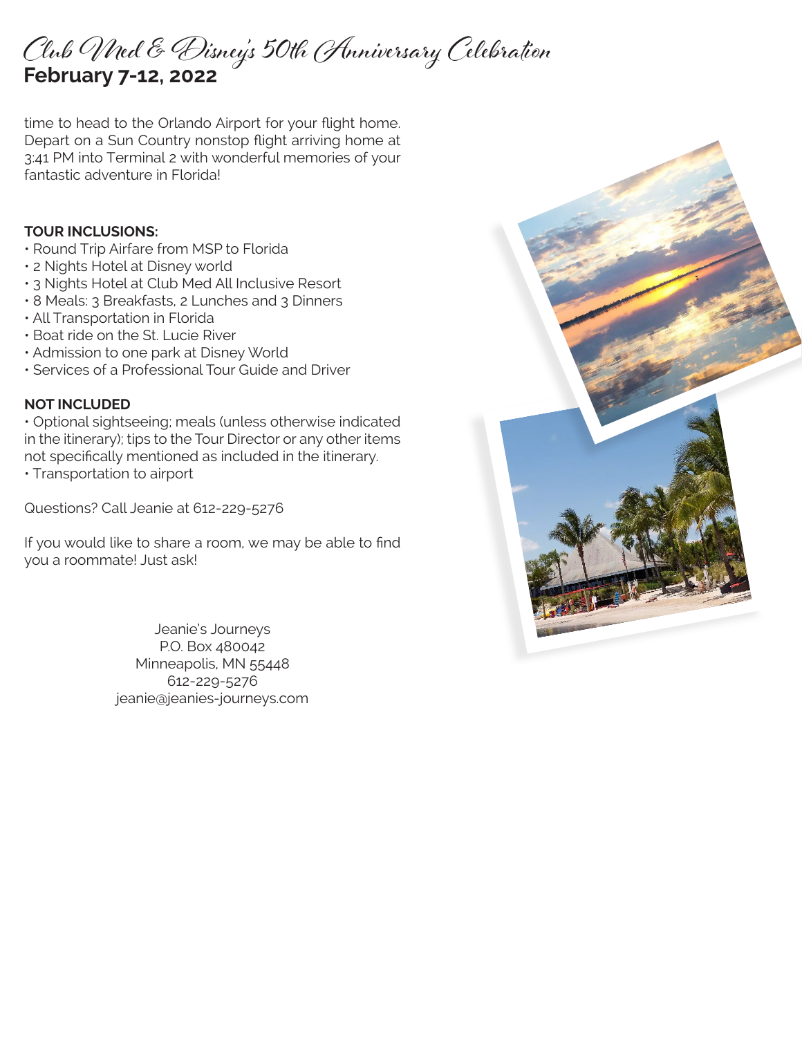# Club Med & Disney's 50th Anniversary Celebration
**February 7-12, 2022**

time to head to the Orlando Airport for your flight home. Depart on a Sun Country nonstop flight arriving home at 3:41 PM into Terminal 2 with wonderful memories of your fantastic adventure in Florida!

**TOUR INCLUSIONS:**
- Round Trip Airfare from MSP to Florida
- 2 Nights Hotel at Disney world
- 3 Nights Hotel at Club Med All Inclusive Resort
- 8 Meals: 3 Breakfasts, 2 Lunches and 3 Dinners
- All Transportation in Florida
- Boat ride on the St. Lucie River
- Admission to one park at Disney World
- Services of a Professional Tour Guide and Driver

**NOT INCLUDED**
- Optional sightseeing; meals (unless otherwise indicated in the itinerary); tips to the Tour Director or any other items not specifically mentioned as included in the itinerary.
- Transportation to airport

Questions? Call Jeanie at 612-229-5276

If you would like to share a room, we may be able to find you a roommate! Just ask!

Jeanie's Journeys
P.O. Box 480042
Minneapolis, MN 55448
612-229-5276
jeanie@jeanies-journeys.com